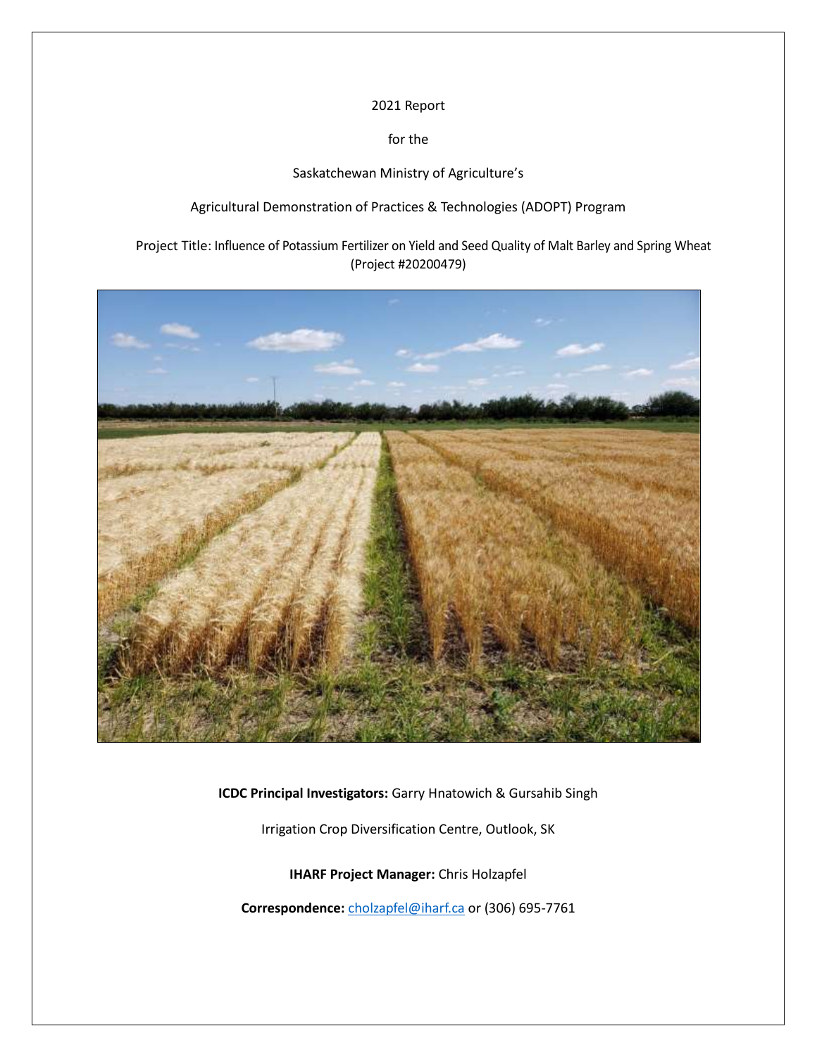2021 Report

for the

Saskatchewan Ministry of Agriculture's

Agricultural Demonstration of Practices & Technologies (ADOPT) Program

Project Title: Influence of Potassium Fertilizer on Yield and Seed Quality of Malt Barley and Spring Wheat (Project #20200479)

**ICDC Principal Investigators:** Garry Hnatowich & Gursahib Singh

Irrigation Crop Diversification Centre, Outlook, SK

**IHARF Project Manager:** Chris Holzapfel

**Correspondence:** [cholzapfel@iharf.ca](mailto:cholzapfel@iharf.ca) or (306) 695-7761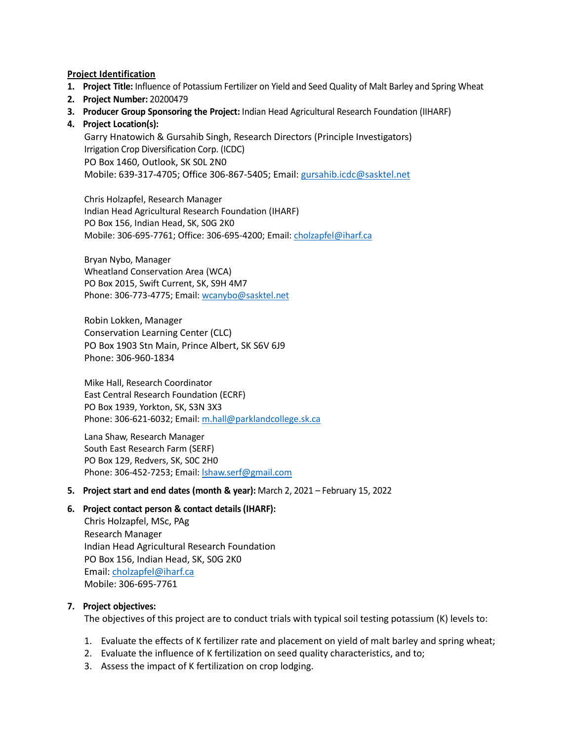## Project Identification

1. **Project Title:** Influence of Potassium Fertilizer on Yield and Seed Quality of Malt Barley and Spring Wheat
2. **Project Number:** 20200479
3. **Producer Group Sponsoring the Project:** Indian Head Agricultural Research Foundation (IIHARF)
4. **Project Location(s):**

   Garry Hnatowich & Gursahib Singh, Research Directors (Principle Investigators)
   Irrigation Crop Diversification Corp. (ICDC)
   PO Box 1460, Outlook, SK S0L 2N0
   Mobile: 639-317-4705; Office 306-867-5405; Email: gursahib.icdc@sasktel.net

   Chris Holzapfel, Research Manager
   Indian Head Agricultural Research Foundation (IHARF)
   PO Box 156, Indian Head, SK, S0G 2K0
   Mobile: 306-695-7761; Office: 306-695-4200; Email: cholzapfel@iharf.ca

   Bryan Nybo, Manager
   Wheatland Conservation Area (WCA)
   PO Box 2015, Swift Current, SK, S9H 4M7
   Phone: 306-773-4775; Email: wcanybo@sasktel.net

   Robin Lokken, Manager
   Conservation Learning Center (CLC)
   PO Box 1903 Stn Main, Prince Albert, SK S6V 6J9
   Phone: 306-960-1834

   Mike Hall, Research Coordinator
   East Central Research Foundation (ECRF)
   PO Box 1939, Yorkton, SK, S3N 3X3
   Phone: 306-621-6032; Email: m.hall@parklandcollege.sk.ca

   Lana Shaw, Research Manager
   South East Research Farm (SERF)
   PO Box 129, Redvers, SK, S0C 2H0
   Phone: 306-452-7253; Email: lshaw.serf@gmail.com

5. **Project start and end dates (month & year):** March 2, 2021 – February 15, 2022
6. **Project contact person & contact details (IHARF):**

   Chris Holzapfel, MSc, PAg
   Research Manager
   Indian Head Agricultural Research Foundation
   PO Box 156, Indian Head, SK, S0G 2K0
   Email: cholzapfel@iharf.ca
   Mobile: 306-695-7761

7. **Project objectives:**

   The objectives of this project are to conduct trials with typical soil testing potassium (K) levels to:

   1. Evaluate the effects of K fertilizer rate and placement on yield of malt barley and spring wheat;
   2. Evaluate the influence of K fertilization on seed quality characteristics, and to;
   3. Assess the impact of K fertilization on crop lodging.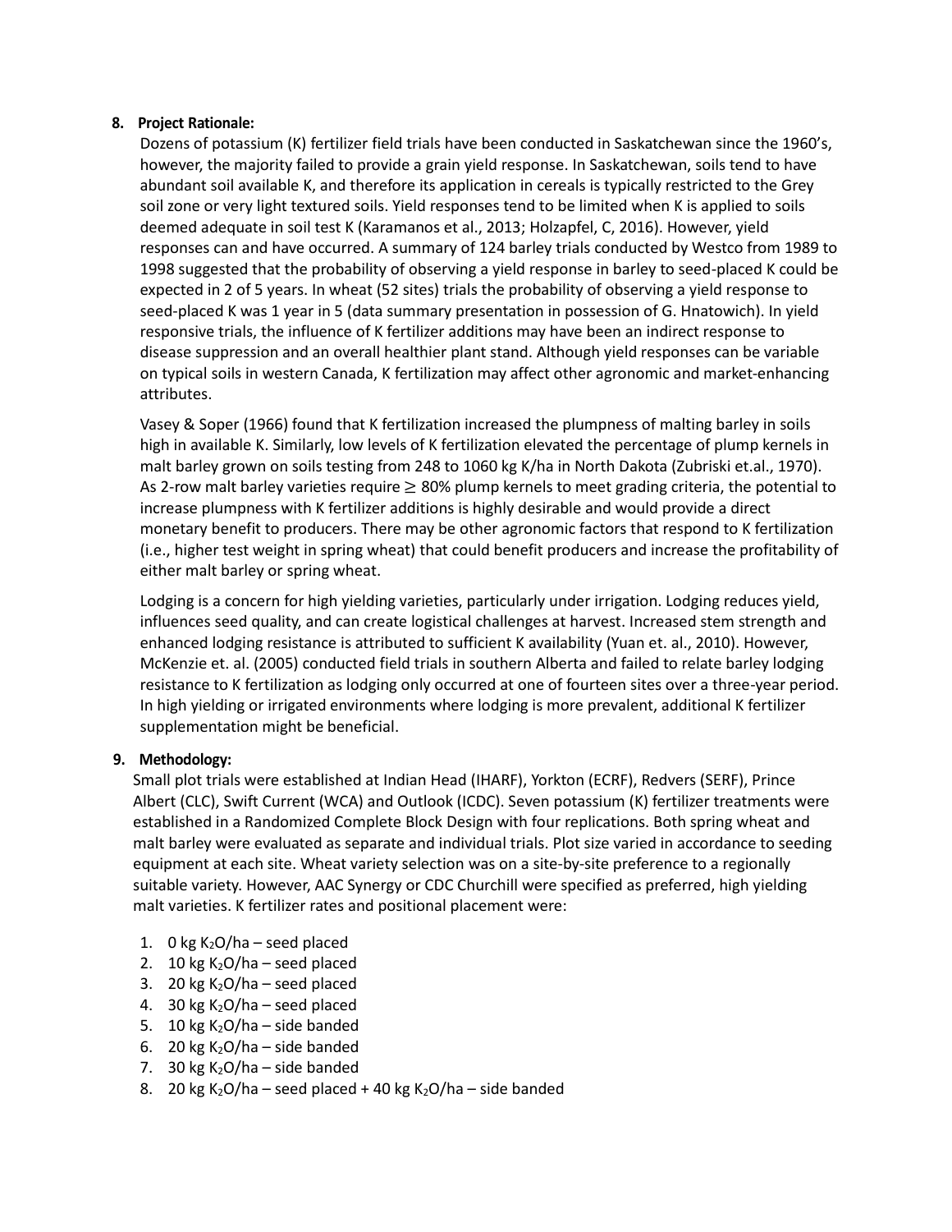## 8. Project Rationale:

Dozens of potassium (K) fertilizer field trials have been conducted in Saskatchewan since the 1960's, however, the majority failed to provide a grain yield response. In Saskatchewan, soils tend to have abundant soil available K, and therefore its application in cereals is typically restricted to the Grey soil zone or very light textured soils. Yield responses tend to be limited when K is applied to soils deemed adequate in soil test K (Karamanos et al., 2013; Holzapfel, C, 2016). However, yield responses can and have occurred. A summary of 124 barley trials conducted by Westco from 1989 to 1998 suggested that the probability of observing a yield response in barley to seed-placed K could be expected in 2 of 5 years. In wheat (52 sites) trials the probability of observing a yield response to seed-placed K was 1 year in 5 (data summary presentation in possession of G. Hnatowich). In yield responsive trials, the influence of K fertilizer additions may have been an indirect response to disease suppression and an overall healthier plant stand. Although yield responses can be variable on typical soils in western Canada, K fertilization may affect other agronomic and market-enhancing attributes.

Vasey & Soper (1966) found that K fertilization increased the plumpness of malting barley in soils high in available K. Similarly, low levels of K fertilization elevated the percentage of plump kernels in malt barley grown on soils testing from 248 to 1060 kg K/ha in North Dakota (Zubriski et.al., 1970). As 2-row malt barley varieties require $\geq$ 80% plump kernels to meet grading criteria, the potential to increase plumpness with K fertilizer additions is highly desirable and would provide a direct monetary benefit to producers. There may be other agronomic factors that respond to K fertilization (i.e., higher test weight in spring wheat) that could benefit producers and increase the profitability of either malt barley or spring wheat.

Lodging is a concern for high yielding varieties, particularly under irrigation. Lodging reduces yield, influences seed quality, and can create logistical challenges at harvest. Increased stem strength and enhanced lodging resistance is attributed to sufficient K availability (Yuan et. al., 2010). However, McKenzie et. al. (2005) conducted field trials in southern Alberta and failed to relate barley lodging resistance to K fertilization as lodging only occurred at one of fourteen sites over a three-year period. In high yielding or irrigated environments where lodging is more prevalent, additional K fertilizer supplementation might be beneficial.

## 9. Methodology:

Small plot trials were established at Indian Head (IHARF), Yorkton (ECRF), Redvers (SERF), Prince Albert (CLC), Swift Current (WCA) and Outlook (ICDC). Seven potassium (K) fertilizer treatments were established in a Randomized Complete Block Design with four replications. Both spring wheat and malt barley were evaluated as separate and individual trials. Plot size varied in accordance to seeding equipment at each site. Wheat variety selection was on a site-by-site preference to a regionally suitable variety. However, AAC Synergy or CDC Churchill were specified as preferred, high yielding malt varieties. K fertilizer rates and positional placement were:

1. 0 kg $K_2O$/ha – seed placed
2. 10 kg $K_2O$/ha – seed placed
3. 20 kg $K_2O$/ha – seed placed
4. 30 kg $K_2O$/ha – seed placed
5. 10 kg $K_2O$/ha – side banded
6. 20 kg $K_2O$/ha – side banded
7. 30 kg $K_2O$/ha – side banded
8. 20 kg $K_2O$/ha – seed placed + 40 kg $K_2O$/ha – side banded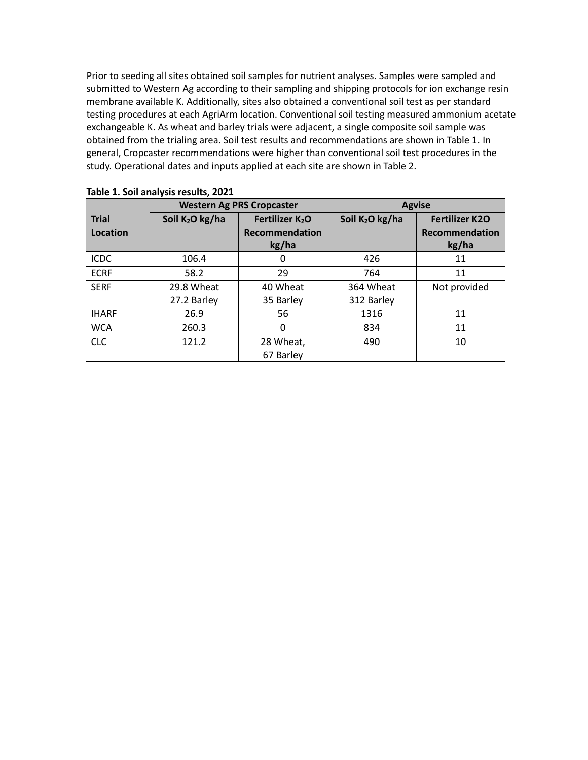Prior to seeding all sites obtained soil samples for nutrient analyses. Samples were sampled and submitted to Western Ag according to their sampling and shipping protocols for ion exchange resin membrane available K. Additionally, sites also obtained a conventional soil test as per standard testing procedures at each AgriArm location. Conventional soil testing measured ammonium acetate exchangeable K. As wheat and barley trials were adjacent, a single composite soil sample was obtained from the trialing area. Soil test results and recommendations are shown in Table 1. In general, Cropcaster recommendations were higher than conventional soil test procedures in the study. Operational dates and inputs applied at each site are shown in Table 2.

**Table 1. Soil analysis results, 2021**

| | Western Ag PRS Cropcaster | | Agvise | |
|---|---|---|---|---|
| **Trial Location** | **Soil $K_2O$ kg/ha** | **Fertilizer $K_2O$ Recommendation kg/ha** | **Soil $K_2O$ kg/ha** | **Fertilizer K2O Recommendation kg/ha** |
| ICDC | 106.4 | 0 | 426 | 11 |
| ECRF | 58.2 | 29 | 764 | 11 |
| SERF | 29.8 Wheat<br>27.2 Barley | 40 Wheat<br>35 Barley | 364 Wheat<br>312 Barley | Not provided |
| IHARF | 26.9 | 56 | 1316 | 11 |
| WCA | 260.3 | 0 | 834 | 11 |
| CLC | 121.2 | 28 Wheat,<br>67 Barley | 490 | 10 |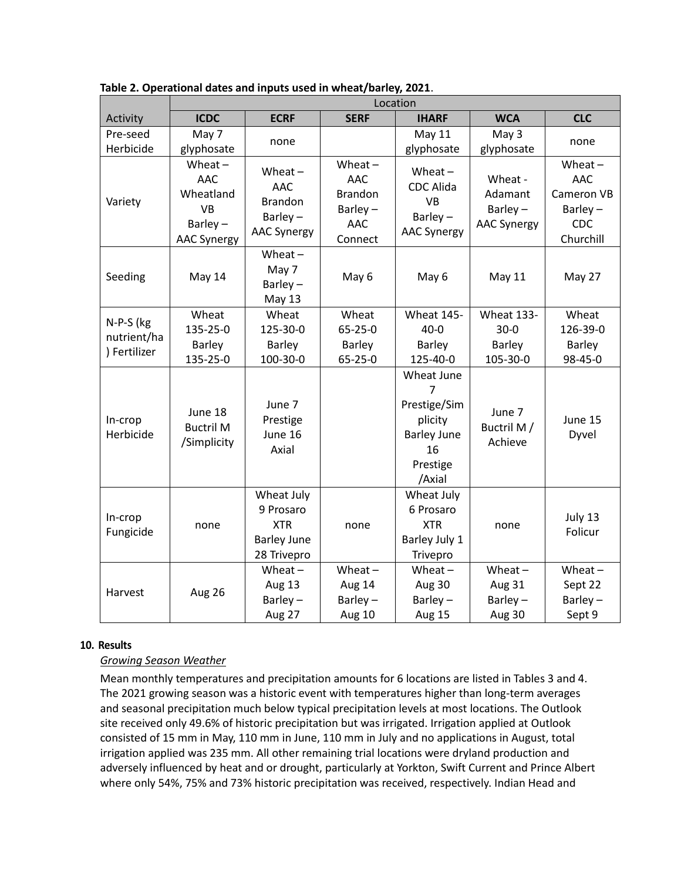**Table 2. Operational dates and inputs used in wheat/barley, 2021**.

| | Location | | | | | |
|---|---|---|---|---|---|---|
| Activity | **ICDC** | **ECRF** | **SERF** | **IHARF** | **WCA** | **CLC** |
| Pre-seed Herbicide | May 7 glyphosate | none | | May 11 glyphosate | May 3 glyphosate | none |
| Variety | Wheat – AAC Wheatland VB Barley – AAC Synergy | Wheat – AAC Brandon Barley – AAC Synergy | Wheat – AAC Brandon Barley – AAC Connect | Wheat – CDC Alida VB Barley – AAC Synergy | Wheat - Adamant Barley – AAC Synergy | Wheat – AAC Cameron VB Barley – CDC Churchill |
| Seeding | May 14 | Wheat – May 7 Barley – May 13 | May 6 | May 6 | May 11 | May 27 |
| N-P-S (kg nutrient/ha) Fertilizer | Wheat 135-25-0 Barley 135-25-0 | Wheat 125-30-0 Barley 100-30-0 | Wheat 65-25-0 Barley 65-25-0 | Wheat 145-40-0 Barley 125-40-0 | Wheat 133-30-0 Barley 105-30-0 | Wheat 126-39-0 Barley 98-45-0 |
| In-crop Herbicide | June 18 Buctril M /Simplicity | June 7 Prestige June 16 Axial | | Wheat June 7 Prestige/Simplicity Barley June 16 Prestige /Axial | June 7 Buctril M / Achieve | June 15 Dyvel |
| In-crop Fungicide | none | Wheat July 9 Prosaro XTR Barley June 28 Trivepro | none | Wheat July 6 Prosaro XTR Barley July 1 Trivepro | none | July 13 Folicur |
| Harvest | Aug 26 | Wheat – Aug 13 Barley – Aug 27 | Wheat – Aug 14 Barley – Aug 10 | Wheat – Aug 30 Barley – Aug 15 | Wheat – Aug 31 Barley – Aug 30 | Wheat – Sept 22 Barley – Sept 9 |

**10. Results**

*Growing Season Weather*

Mean monthly temperatures and precipitation amounts for 6 locations are listed in Tables 3 and 4. The 2021 growing season was a historic event with temperatures higher than long-term averages and seasonal precipitation much below typical precipitation levels at most locations. The Outlook site received only 49.6% of historic precipitation but was irrigated. Irrigation applied at Outlook consisted of 15 mm in May, 110 mm in June, 110 mm in July and no applications in August, total irrigation applied was 235 mm. All other remaining trial locations were dryland production and adversely influenced by heat and or drought, particularly at Yorkton, Swift Current and Prince Albert where only 54%, 75% and 73% historic precipitation was received, respectively. Indian Head and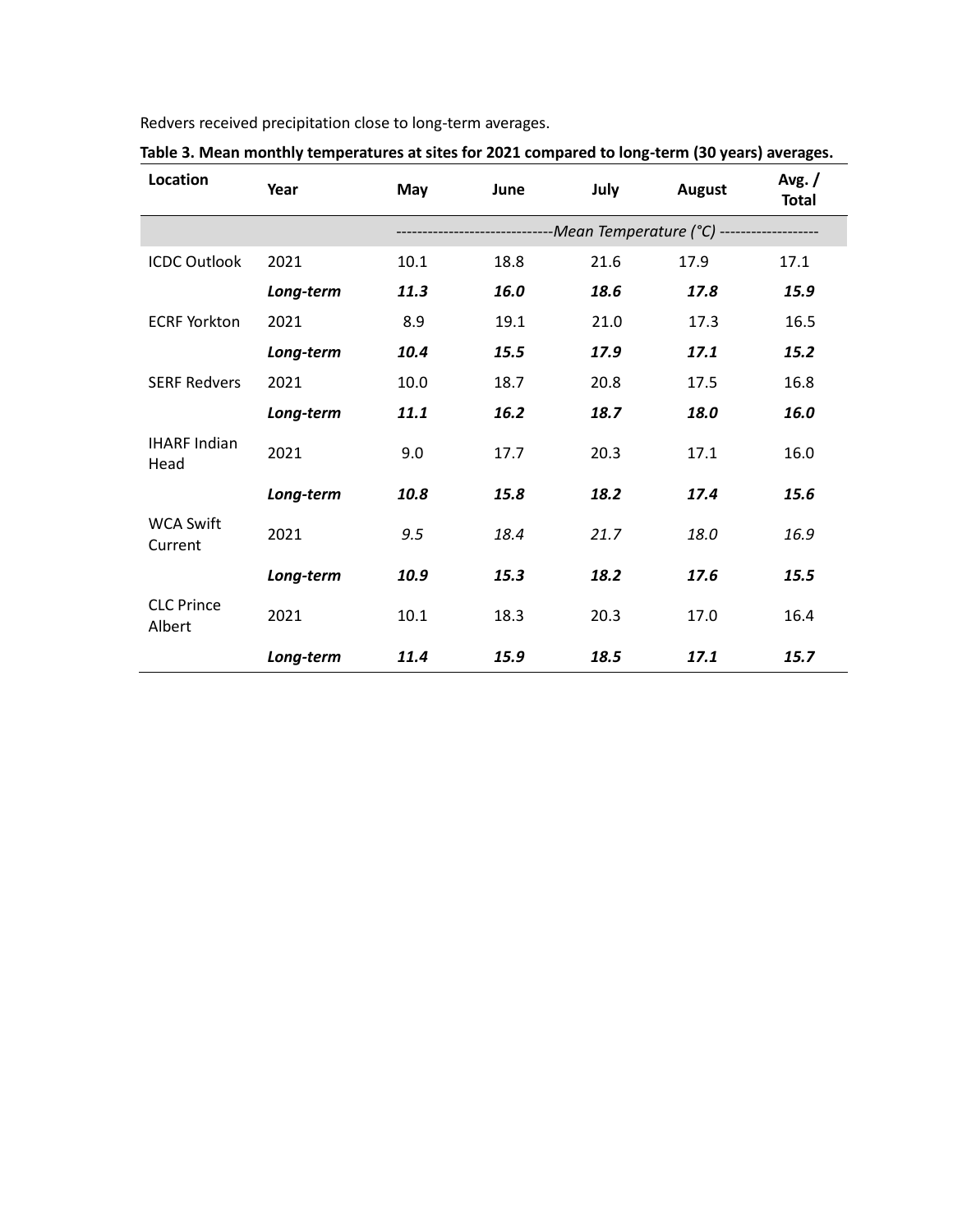Redvers received precipitation close to long-term averages.

**Table 3. Mean monthly temperatures at sites for 2021 compared to long-term (30 years) averages.**

| Location | Year | May | June | July | August | Avg. / Total |
|---|---|---|---|---|---|---|
| | | ------------------------------*Mean Temperature (°C)* ------------------- | | | | |
| ICDC Outlook | 2021 | 10.1 | 18.8 | 21.6 | 17.9 | 17.1 |
| | ***Long-term*** | ***11.3*** | ***16.0*** | ***18.6*** | ***17.8*** | ***15.9*** |
| ECRF Yorkton | 2021 | 8.9 | 19.1 | 21.0 | 17.3 | 16.5 |
| | ***Long-term*** | ***10.4*** | ***15.5*** | ***17.9*** | ***17.1*** | ***15.2*** |
| SERF Redvers | 2021 | 10.0 | 18.7 | 20.8 | 17.5 | 16.8 |
| | ***Long-term*** | ***11.1*** | ***16.2*** | ***18.7*** | ***18.0*** | ***16.0*** |
| IHARF Indian Head | 2021 | 9.0 | 17.7 | 20.3 | 17.1 | 16.0 |
| | ***Long-term*** | ***10.8*** | ***15.8*** | ***18.2*** | ***17.4*** | ***15.6*** |
| WCA Swift Current | 2021 | *9.5* | *18.4* | *21.7* | *18.0* | *16.9* |
| | ***Long-term*** | ***10.9*** | ***15.3*** | ***18.2*** | ***17.6*** | ***15.5*** |
| CLC Prince Albert | 2021 | 10.1 | 18.3 | 20.3 | 17.0 | 16.4 |
| | ***Long-term*** | ***11.4*** | ***15.9*** | ***18.5*** | ***17.1*** | ***15.7*** |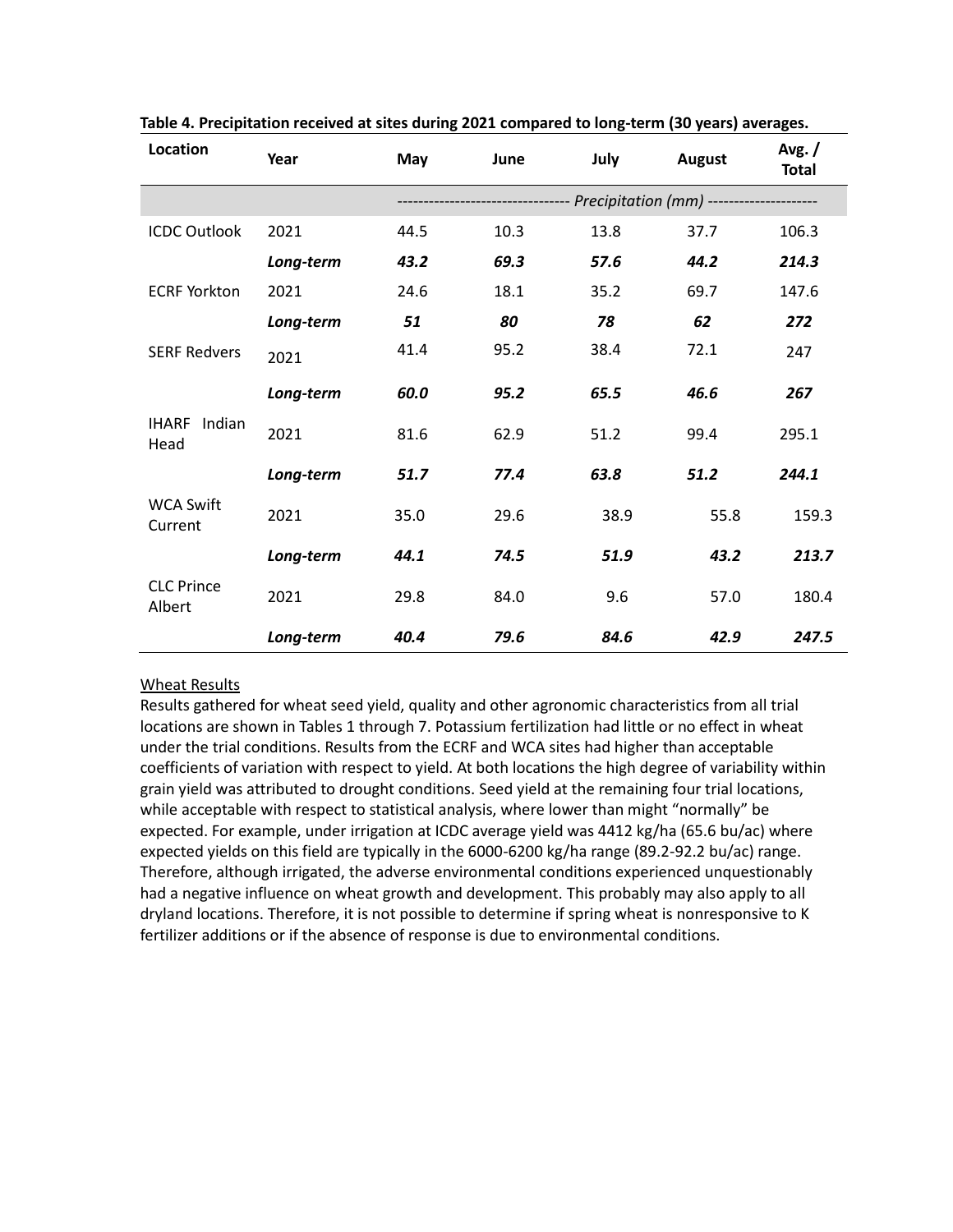**Table 4. Precipitation received at sites during 2021 compared to long-term (30 years) averages.**

| Location | Year | May | June | July | August | Avg. / Total |
|---|---|---|---|---|---|---|
| | | ------------------------------- *Precipitation (mm)* -------------------- | | | | |
| ICDC Outlook | 2021 | 44.5 | 10.3 | 13.8 | 37.7 | 106.3 |
| | ***Long-term*** | ***43.2*** | ***69.3*** | ***57.6*** | ***44.2*** | ***214.3*** |
| ECRF Yorkton | 2021 | 24.6 | 18.1 | 35.2 | 69.7 | 147.6 |
| | ***Long-term*** | ***51*** | ***80*** | ***78*** | ***62*** | ***272*** |
| SERF Redvers | 2021 | 41.4 | 95.2 | 38.4 | 72.1 | 247 |
| | ***Long-term*** | ***60.0*** | ***95.2*** | ***65.5*** | ***46.6*** | ***267*** |
| IHARF Indian Head | 2021 | 81.6 | 62.9 | 51.2 | 99.4 | 295.1 |
| | ***Long-term*** | ***51.7*** | ***77.4*** | ***63.8*** | ***51.2*** | ***244.1*** |
| WCA Swift Current | 2021 | 35.0 | 29.6 | 38.9 | 55.8 | 159.3 |
| | ***Long-term*** | ***44.1*** | ***74.5*** | ***51.9*** | ***43.2*** | ***213.7*** |
| CLC Prince Albert | 2021 | 29.8 | 84.0 | 9.6 | 57.0 | 180.4 |
| | ***Long-term*** | ***40.4*** | ***79.6*** | ***84.6*** | ***42.9*** | ***247.5*** |

Wheat Results

Results gathered for wheat seed yield, quality and other agronomic characteristics from all trial locations are shown in Tables 1 through 7. Potassium fertilization had little or no effect in wheat under the trial conditions. Results from the ECRF and WCA sites had higher than acceptable coefficients of variation with respect to yield. At both locations the high degree of variability within grain yield was attributed to drought conditions. Seed yield at the remaining four trial locations, while acceptable with respect to statistical analysis, where lower than might "normally" be expected. For example, under irrigation at ICDC average yield was 4412 kg/ha (65.6 bu/ac) where expected yields on this field are typically in the 6000-6200 kg/ha range (89.2-92.2 bu/ac) range. Therefore, although irrigated, the adverse environmental conditions experienced unquestionably had a negative influence on wheat growth and development. This probably may also apply to all dryland locations. Therefore, it is not possible to determine if spring wheat is nonresponsive to K fertilizer additions or if the absence of response is due to environmental conditions.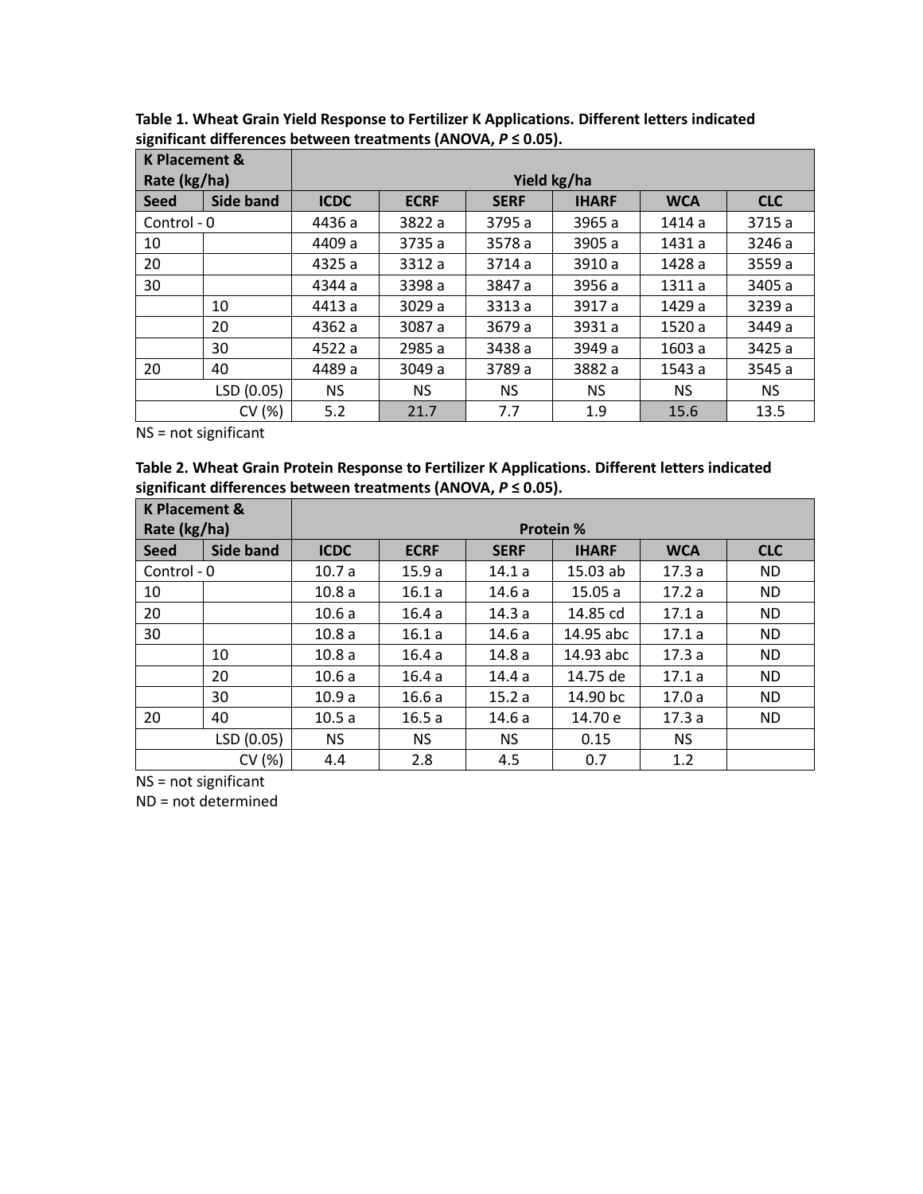**Table 1. Wheat Grain Yield Response to Fertilizer K Applications. Different letters indicated significant differences between treatments (ANOVA, $P \leq 0.05$).**

| K Placement & Rate (kg/ha) | | Yield kg/ha | | | | | |
|---|---|---|---|---|---|---|---|
| **Seed** | **Side band** | **ICDC** | **ECRF** | **SERF** | **IHARF** | **WCA** | **CLC** |
| Control - 0 | | 4436 a | 3822 a | 3795 a | 3965 a | 1414 a | 3715 a |
| 10 | | 4409 a | 3735 a | 3578 a | 3905 a | 1431 a | 3246 a |
| 20 | | 4325 a | 3312 a | 3714 a | 3910 a | 1428 a | 3559 a |
| 30 | | 4344 a | 3398 a | 3847 a | 3956 a | 1311 a | 3405 a |
| | 10 | 4413 a | 3029 a | 3313 a | 3917 a | 1429 a | 3239 a |
| | 20 | 4362 a | 3087 a | 3679 a | 3931 a | 1520 a | 3449 a |
| | 30 | 4522 a | 2985 a | 3438 a | 3949 a | 1603 a | 3425 a |
| 20 | 40 | 4489 a | 3049 a | 3789 a | 3882 a | 1543 a | 3545 a |
| | LSD (0.05) | NS | NS | NS | NS | NS | NS |
| | CV (%) | 5.2 | 21.7 | 7.7 | 1.9 | 15.6 | 13.5 |

NS = not significant

**Table 2. Wheat Grain Protein Response to Fertilizer K Applications. Different letters indicated significant differences between treatments (ANOVA, $P \leq 0.05$).**

| K Placement & Rate (kg/ha) | | Protein % | | | | | |
|---|---|---|---|---|---|---|---|
| **Seed** | **Side band** | **ICDC** | **ECRF** | **SERF** | **IHARF** | **WCA** | **CLC** |
| Control - 0 | | 10.7 a | 15.9 a | 14.1 a | 15.03 ab | 17.3 a | ND |
| 10 | | 10.8 a | 16.1 a | 14.6 a | 15.05 a | 17.2 a | ND |
| 20 | | 10.6 a | 16.4 a | 14.3 a | 14.85 cd | 17.1 a | ND |
| 30 | | 10.8 a | 16.1 a | 14.6 a | 14.95 abc | 17.1 a | ND |
| | 10 | 10.8 a | 16.4 a | 14.8 a | 14.93 abc | 17.3 a | ND |
| | 20 | 10.6 a | 16.4 a | 14.4 a | 14.75 de | 17.1 a | ND |
| | 30 | 10.9 a | 16.6 a | 15.2 a | 14.90 bc | 17.0 a | ND |
| 20 | 40 | 10.5 a | 16.5 a | 14.6 a | 14.70 e | 17.3 a | ND |
| | LSD (0.05) | NS | NS | NS | 0.15 | NS | |
| | CV (%) | 4.4 | 2.8 | 4.5 | 0.7 | 1.2 | |

NS = not significant

ND = not determined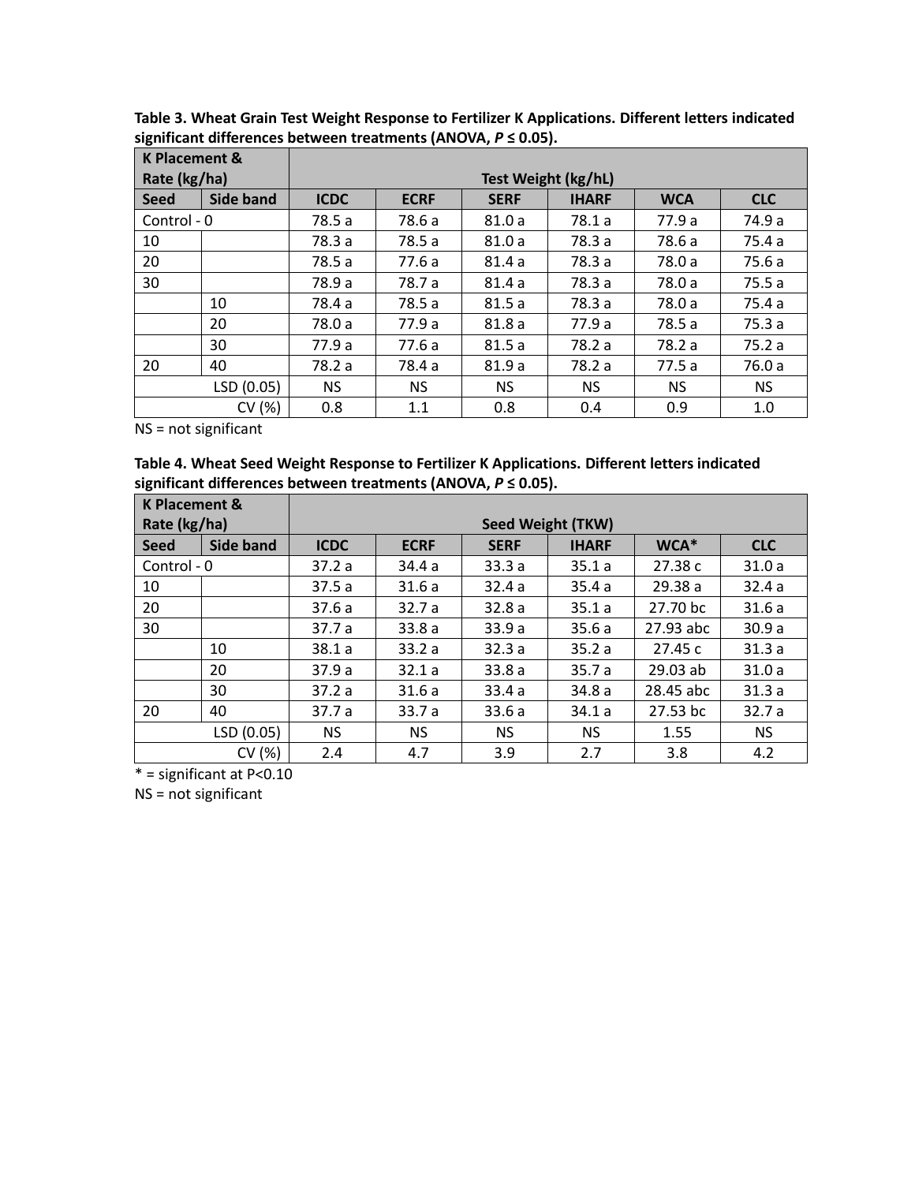**Table 3. Wheat Grain Test Weight Response to Fertilizer K Applications. Different letters indicated significant differences between treatments (ANOVA, $P \leq 0.05$).**

| K Placement & Rate (kg/ha) | | Test Weight (kg/hL) | | | | | |
|---|---|---|---|---|---|---|---|
| **Seed** | **Side band** | **ICDC** | **ECRF** | **SERF** | **IHARF** | **WCA** | **CLC** |
| Control - 0 | | 78.5 a | 78.6 a | 81.0 a | 78.1 a | 77.9 a | 74.9 a |
| 10 | | 78.3 a | 78.5 a | 81.0 a | 78.3 a | 78.6 a | 75.4 a |
| 20 | | 78.5 a | 77.6 a | 81.4 a | 78.3 a | 78.0 a | 75.6 a |
| 30 | | 78.9 a | 78.7 a | 81.4 a | 78.3 a | 78.0 a | 75.5 a |
| | 10 | 78.4 a | 78.5 a | 81.5 a | 78.3 a | 78.0 a | 75.4 a |
| | 20 | 78.0 a | 77.9 a | 81.8 a | 77.9 a | 78.5 a | 75.3 a |
| | 30 | 77.9 a | 77.6 a | 81.5 a | 78.2 a | 78.2 a | 75.2 a |
| 20 | 40 | 78.2 a | 78.4 a | 81.9 a | 78.2 a | 77.5 a | 76.0 a |
| | LSD (0.05) | NS | NS | NS | NS | NS | NS |
| | CV (%) | 0.8 | 1.1 | 0.8 | 0.4 | 0.9 | 1.0 |

NS = not significant

**Table 4. Wheat Seed Weight Response to Fertilizer K Applications. Different letters indicated significant differences between treatments (ANOVA, $P \leq 0.05$).**

| K Placement & Rate (kg/ha) | | Seed Weight (TKW) | | | | | |
|---|---|---|---|---|---|---|---|
| **Seed** | **Side band** | **ICDC** | **ECRF** | **SERF** | **IHARF** | **WCA*** | **CLC** |
| Control - 0 | | 37.2 a | 34.4 a | 33.3 a | 35.1 a | 27.38 c | 31.0 a |
| 10 | | 37.5 a | 31.6 a | 32.4 a | 35.4 a | 29.38 a | 32.4 a |
| 20 | | 37.6 a | 32.7 a | 32.8 a | 35.1 a | 27.70 bc | 31.6 a |
| 30 | | 37.7 a | 33.8 a | 33.9 a | 35.6 a | 27.93 abc | 30.9 a |
| | 10 | 38.1 a | 33.2 a | 32.3 a | 35.2 a | 27.45 c | 31.3 a |
| | 20 | 37.9 a | 32.1 a | 33.8 a | 35.7 a | 29.03 ab | 31.0 a |
| | 30 | 37.2 a | 31.6 a | 33.4 a | 34.8 a | 28.45 abc | 31.3 a |
| 20 | 40 | 37.7 a | 33.7 a | 33.6 a | 34.1 a | 27.53 bc | 32.7 a |
| | LSD (0.05) | NS | NS | NS | NS | 1.55 | NS |
| | CV (%) | 2.4 | 4.7 | 3.9 | 2.7 | 3.8 | 4.2 |

* = significant at $P<0.10$

NS = not significant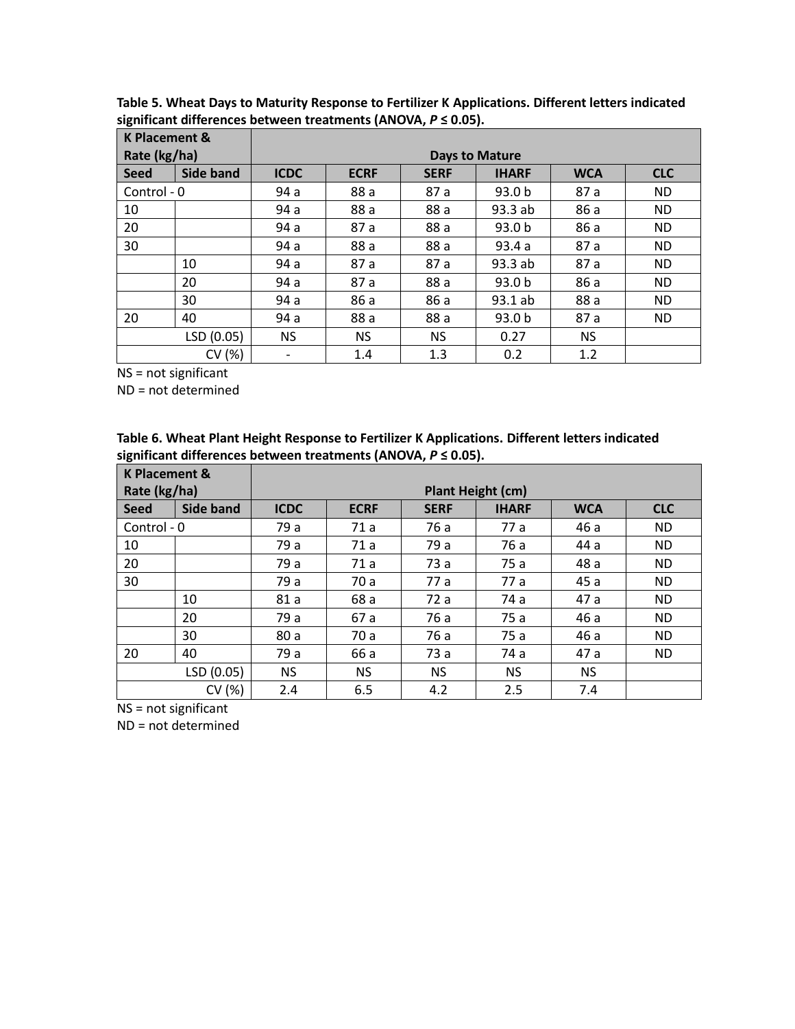**Table 5. Wheat Days to Maturity Response to Fertilizer K Applications. Different letters indicated significant differences between treatments (ANOVA, $P \leq 0.05$).**

| K Placement & Rate (kg/ha) | | Days to Mature | | | | | |
|---|---|---|---|---|---|---|---|
| Seed | Side band | ICDC | ECRF | SERF | IHARF | WCA | CLC |
| Control - 0 | | 94 a | 88 a | 87 a | 93.0 b | 87 a | ND |
| 10 | | 94 a | 88 a | 88 a | 93.3 ab | 86 a | ND |
| 20 | | 94 a | 87 a | 88 a | 93.0 b | 86 a | ND |
| 30 | | 94 a | 88 a | 88 a | 93.4 a | 87 a | ND |
| | 10 | 94 a | 87 a | 87 a | 93.3 ab | 87 a | ND |
| | 20 | 94 a | 87 a | 88 a | 93.0 b | 86 a | ND |
| | 30 | 94 a | 86 a | 86 a | 93.1 ab | 88 a | ND |
| 20 | 40 | 94 a | 88 a | 88 a | 93.0 b | 87 a | ND |
| | LSD (0.05) | NS | NS | NS | 0.27 | NS | |
| | CV (%) | - | 1.4 | 1.3 | 0.2 | 1.2 | |

NS = not significant
ND = not determined

**Table 6. Wheat Plant Height Response to Fertilizer K Applications. Different letters indicated significant differences between treatments (ANOVA, $P \leq 0.05$).**

| K Placement & Rate (kg/ha) | | Plant Height (cm) | | | | | |
|---|---|---|---|---|---|---|---|
| Seed | Side band | ICDC | ECRF | SERF | IHARF | WCA | CLC |
| Control - 0 | | 79 a | 71 a | 76 a | 77 a | 46 a | ND |
| 10 | | 79 a | 71 a | 79 a | 76 a | 44 a | ND |
| 20 | | 79 a | 71 a | 73 a | 75 a | 48 a | ND |
| 30 | | 79 a | 70 a | 77 a | 77 a | 45 a | ND |
| | 10 | 81 a | 68 a | 72 a | 74 a | 47 a | ND |
| | 20 | 79 a | 67 a | 76 a | 75 a | 46 a | ND |
| | 30 | 80 a | 70 a | 76 a | 75 a | 46 a | ND |
| 20 | 40 | 79 a | 66 a | 73 a | 74 a | 47 a | ND |
| | LSD (0.05) | NS | NS | NS | NS | NS | |
| | CV (%) | 2.4 | 6.5 | 4.2 | 2.5 | 7.4 | |

NS = not significant
ND = not determined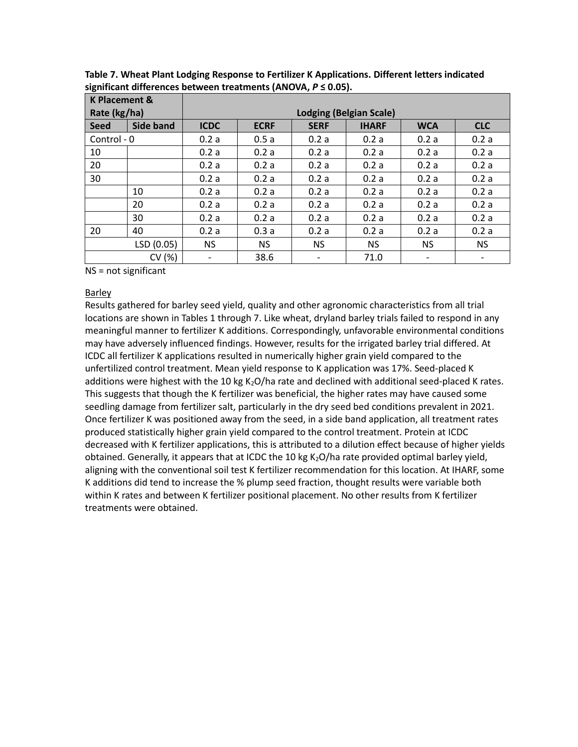**Table 7. Wheat Plant Lodging Response to Fertilizer K Applications. Different letters indicated significant differences between treatments (ANOVA, $P \leq 0.05$).**

| K Placement & Rate (kg/ha) | | Lodging (Belgian Scale) | | | | | |
|---|---|---|---|---|---|---|---|
| **Seed** | **Side band** | **ICDC** | **ECRF** | **SERF** | **IHARF** | **WCA** | **CLC** |
| Control - 0 | | 0.2 a | 0.5 a | 0.2 a | 0.2 a | 0.2 a | 0.2 a |
| 10 | | 0.2 a | 0.2 a | 0.2 a | 0.2 a | 0.2 a | 0.2 a |
| 20 | | 0.2 a | 0.2 a | 0.2 a | 0.2 a | 0.2 a | 0.2 a |
| 30 | | 0.2 a | 0.2 a | 0.2 a | 0.2 a | 0.2 a | 0.2 a |
| | 10 | 0.2 a | 0.2 a | 0.2 a | 0.2 a | 0.2 a | 0.2 a |
| | 20 | 0.2 a | 0.2 a | 0.2 a | 0.2 a | 0.2 a | 0.2 a |
| | 30 | 0.2 a | 0.2 a | 0.2 a | 0.2 a | 0.2 a | 0.2 a |
| 20 | 40 | 0.2 a | 0.3 a | 0.2 a | 0.2 a | 0.2 a | 0.2 a |
| | LSD (0.05) | NS | NS | NS | NS | NS | NS |
| | CV (%) | - | 38.6 | - | 71.0 | - | - |

NS = not significant

Barley

Results gathered for barley seed yield, quality and other agronomic characteristics from all trial locations are shown in Tables 1 through 7. Like wheat, dryland barley trials failed to respond in any meaningful manner to fertilizer K additions. Correspondingly, unfavorable environmental conditions may have adversely influenced findings. However, results for the irrigated barley trial differed. At ICDC all fertilizer K applications resulted in numerically higher grain yield compared to the unfertilized control treatment. Mean yield response to K application was 17%. Seed-placed K additions were highest with the 10 kg $K_2O$/ha rate and declined with additional seed-placed K rates. This suggests that though the K fertilizer was beneficial, the higher rates may have caused some seedling damage from fertilizer salt, particularly in the dry seed bed conditions prevalent in 2021. Once fertilizer K was positioned away from the seed, in a side band application, all treatment rates produced statistically higher grain yield compared to the control treatment. Protein at ICDC decreased with K fertilizer applications, this is attributed to a dilution effect because of higher yields obtained. Generally, it appears that at ICDC the 10 kg $K_2O$/ha rate provided optimal barley yield, aligning with the conventional soil test K fertilizer recommendation for this location. At IHARF, some K additions did tend to increase the % plump seed fraction, thought results were variable both within K rates and between K fertilizer positional placement. No other results from K fertilizer treatments were obtained.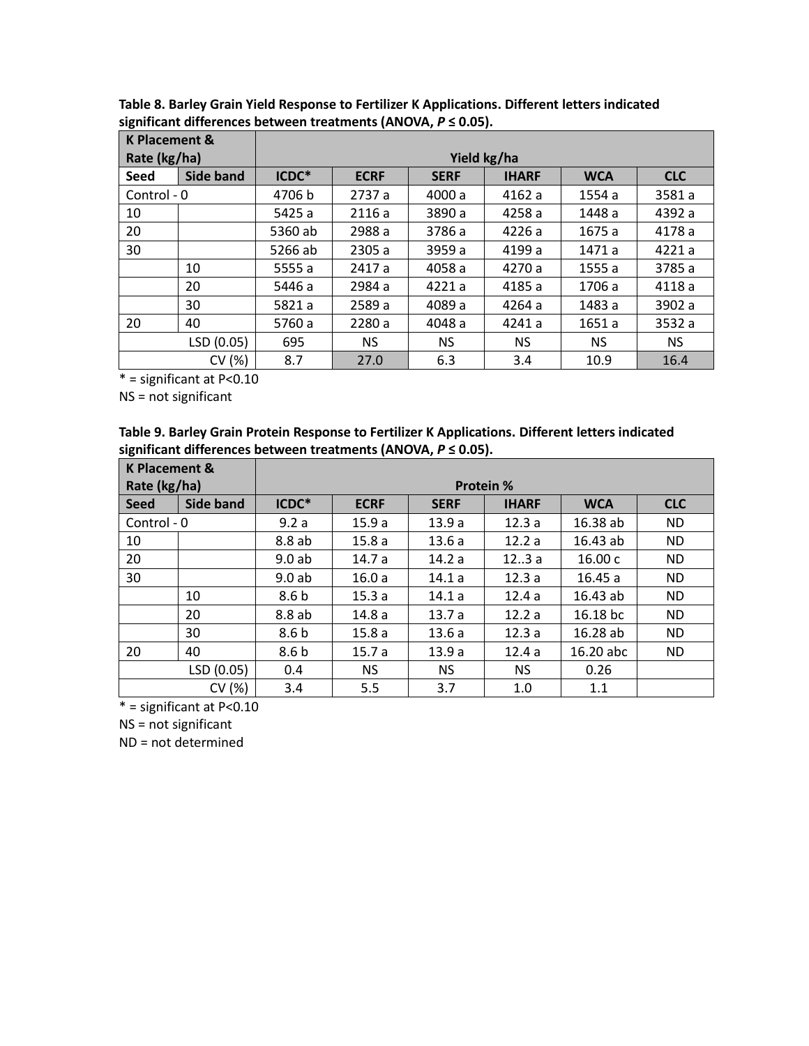**Table 8. Barley Grain Yield Response to Fertilizer K Applications. Different letters indicated significant differences between treatments (ANOVA, $P \leq 0.05$).**

| K Placement & Rate (kg/ha) | | Yield kg/ha | | | | | |
|---|---|---|---|---|---|---|---|
| **Seed** | **Side band** | **ICDC*** | **ECRF** | **SERF** | **IHARF** | **WCA** | **CLC** |
| Control - 0 | | 4706 b | 2737 a | 4000 a | 4162 a | 1554 a | 3581 a |
| 10 | | 5425 a | 2116 a | 3890 a | 4258 a | 1448 a | 4392 a |
| 20 | | 5360 ab | 2988 a | 3786 a | 4226 a | 1675 a | 4178 a |
| 30 | | 5266 ab | 2305 a | 3959 a | 4199 a | 1471 a | 4221 a |
| | 10 | 5555 a | 2417 a | 4058 a | 4270 a | 1555 a | 3785 a |
| | 20 | 5446 a | 2984 a | 4221 a | 4185 a | 1706 a | 4118 a |
| | 30 | 5821 a | 2589 a | 4089 a | 4264 a | 1483 a | 3902 a |
| 20 | 40 | 5760 a | 2280 a | 4048 a | 4241 a | 1651 a | 3532 a |
| | LSD (0.05) | 695 | NS | NS | NS | NS | NS |
| | CV (%) | 8.7 | 27.0 | 6.3 | 3.4 | 10.9 | 16.4 |

\* = significant at P<0.10

NS = not significant

**Table 9. Barley Grain Protein Response to Fertilizer K Applications. Different letters indicated significant differences between treatments (ANOVA, $P \leq 0.05$).**

| K Placement & Rate (kg/ha) | | Protein % | | | | | |
|---|---|---|---|---|---|---|---|
| **Seed** | **Side band** | **ICDC*** | **ECRF** | **SERF** | **IHARF** | **WCA** | **CLC** |
| Control - 0 | | 9.2 a | 15.9 a | 13.9 a | 12.3 a | 16.38 ab | ND |
| 10 | | 8.8 ab | 15.8 a | 13.6 a | 12.2 a | 16.43 ab | ND |
| 20 | | 9.0 ab | 14.7 a | 14.2 a | 12..3 a | 16.00 c | ND |
| 30 | | 9.0 ab | 16.0 a | 14.1 a | 12.3 a | 16.45 a | ND |
| | 10 | 8.6 b | 15.3 a | 14.1 a | 12.4 a | 16.43 ab | ND |
| | 20 | 8.8 ab | 14.8 a | 13.7 a | 12.2 a | 16.18 bc | ND |
| | 30 | 8.6 b | 15.8 a | 13.6 a | 12.3 a | 16.28 ab | ND |
| 20 | 40 | 8.6 b | 15.7 a | 13.9 a | 12.4 a | 16.20 abc | ND |
| | LSD (0.05) | 0.4 | NS | NS | NS | 0.26 | |
| | CV (%) | 3.4 | 5.5 | 3.7 | 1.0 | 1.1 | |

\* = significant at P<0.10

NS = not significant

ND = not determined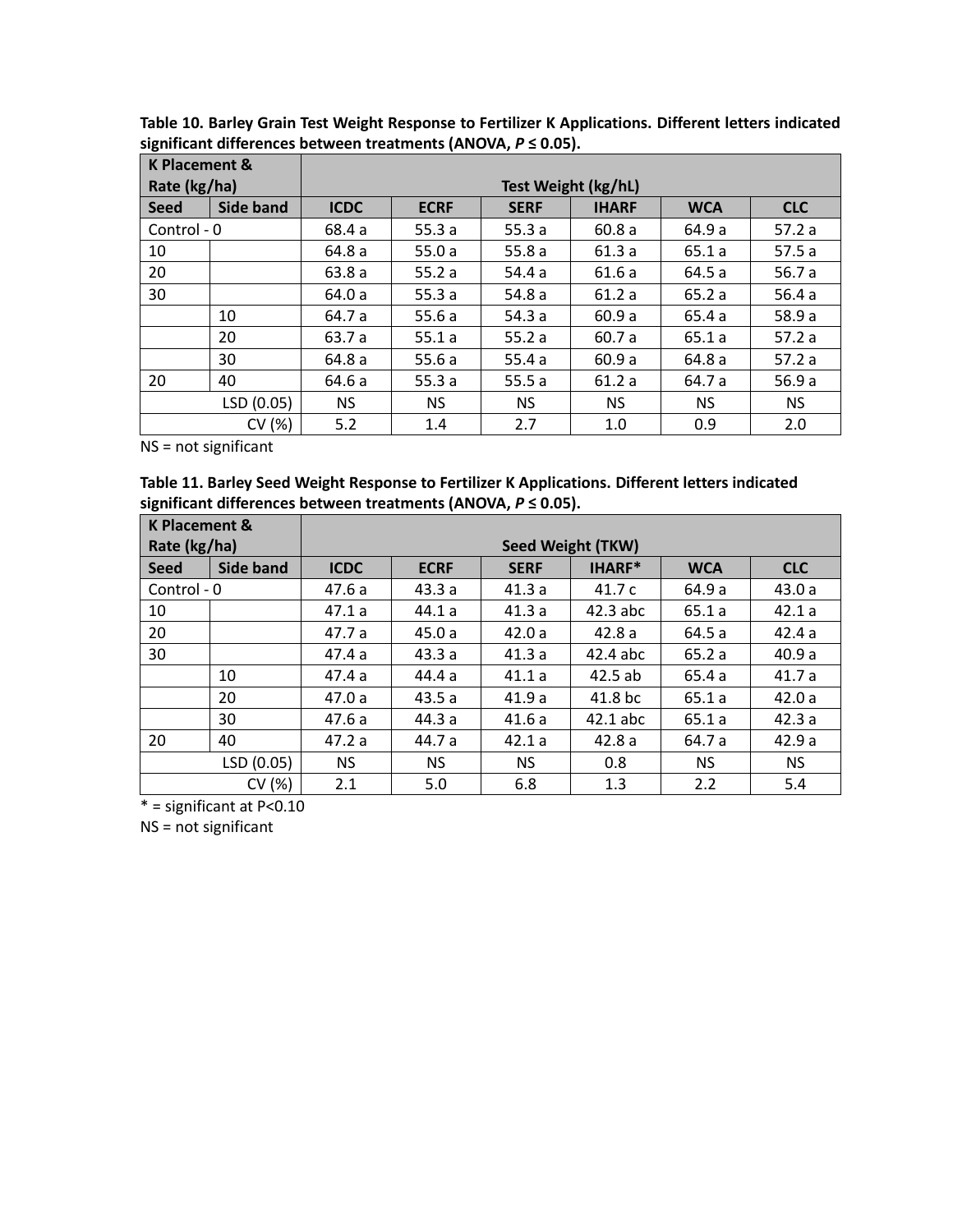**Table 10. Barley Grain Test Weight Response to Fertilizer K Applications. Different letters indicated significant differences between treatments (ANOVA, $P \leq 0.05$).**

| K Placement & Rate (kg/ha) | | Test Weight (kg/hL) | | | | | |
|---|---|---|---|---|---|---|---|
| **Seed** | **Side band** | **ICDC** | **ECRF** | **SERF** | **IHARF** | **WCA** | **CLC** |
| Control - 0 | | 68.4 a | 55.3 a | 55.3 a | 60.8 a | 64.9 a | 57.2 a |
| 10 | | 64.8 a | 55.0 a | 55.8 a | 61.3 a | 65.1 a | 57.5 a |
| 20 | | 63.8 a | 55.2 a | 54.4 a | 61.6 a | 64.5 a | 56.7 a |
| 30 | | 64.0 a | 55.3 a | 54.8 a | 61.2 a | 65.2 a | 56.4 a |
| | 10 | 64.7 a | 55.6 a | 54.3 a | 60.9 a | 65.4 a | 58.9 a |
| | 20 | 63.7 a | 55.1 a | 55.2 a | 60.7 a | 65.1 a | 57.2 a |
| | 30 | 64.8 a | 55.6 a | 55.4 a | 60.9 a | 64.8 a | 57.2 a |
| 20 | 40 | 64.6 a | 55.3 a | 55.5 a | 61.2 a | 64.7 a | 56.9 a |
| | LSD (0.05) | NS | NS | NS | NS | NS | NS |
| | CV (%) | 5.2 | 1.4 | 2.7 | 1.0 | 0.9 | 2.0 |

NS = not significant

**Table 11. Barley Seed Weight Response to Fertilizer K Applications. Different letters indicated significant differences between treatments (ANOVA, $P \leq 0.05$).**

| K Placement & Rate (kg/ha) | | Seed Weight (TKW) | | | | | |
|---|---|---|---|---|---|---|---|
| **Seed** | **Side band** | **ICDC** | **ECRF** | **SERF** | **IHARF*** | **WCA** | **CLC** |
| Control - 0 | | 47.6 a | 43.3 a | 41.3 a | 41.7 c | 64.9 a | 43.0 a |
| 10 | | 47.1 a | 44.1 a | 41.3 a | 42.3 abc | 65.1 a | 42.1 a |
| 20 | | 47.7 a | 45.0 a | 42.0 a | 42.8 a | 64.5 a | 42.4 a |
| 30 | | 47.4 a | 43.3 a | 41.3 a | 42.4 abc | 65.2 a | 40.9 a |
| | 10 | 47.4 a | 44.4 a | 41.1 a | 42.5 ab | 65.4 a | 41.7 a |
| | 20 | 47.0 a | 43.5 a | 41.9 a | 41.8 bc | 65.1 a | 42.0 a |
| | 30 | 47.6 a | 44.3 a | 41.6 a | 42.1 abc | 65.1 a | 42.3 a |
| 20 | 40 | 47.2 a | 44.7 a | 42.1 a | 42.8 a | 64.7 a | 42.9 a |
| | LSD (0.05) | NS | NS | NS | 0.8 | NS | NS |
| | CV (%) | 2.1 | 5.0 | 6.8 | 1.3 | 2.2 | 5.4 |

\* = significant at $P<0.10$

NS = not significant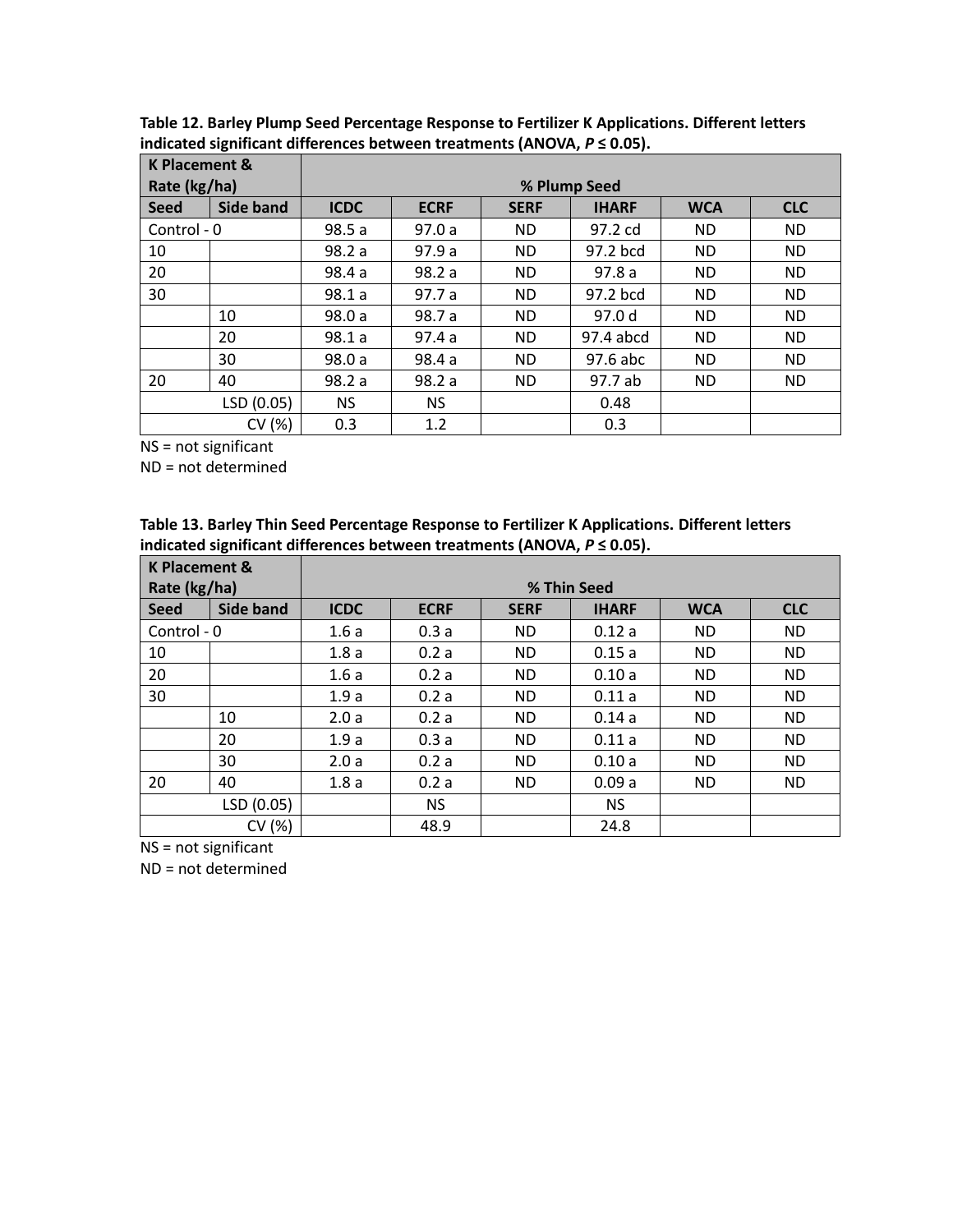**Table 12. Barley Plump Seed Percentage Response to Fertilizer K Applications. Different letters indicated significant differences between treatments (ANOVA, *P* ≤ 0.05).**

| K Placement & Rate (kg/ha) | | % Plump Seed | | | | | |
|---|---|---|---|---|---|---|---|
| **Seed** | **Side band** | **ICDC** | **ECRF** | **SERF** | **IHARF** | **WCA** | **CLC** |
| Control - 0 | | 98.5 a | 97.0 a | ND | 97.2 cd | ND | ND |
| 10 | | 98.2 a | 97.9 a | ND | 97.2 bcd | ND | ND |
| 20 | | 98.4 a | 98.2 a | ND | 97.8 a | ND | ND |
| 30 | | 98.1 a | 97.7 a | ND | 97.2 bcd | ND | ND |
| | 10 | 98.0 a | 98.7 a | ND | 97.0 d | ND | ND |
| | 20 | 98.1 a | 97.4 a | ND | 97.4 abcd | ND | ND |
| | 30 | 98.0 a | 98.4 a | ND | 97.6 abc | ND | ND |
| 20 | 40 | 98.2 a | 98.2 a | ND | 97.7 ab | ND | ND |
| | LSD (0.05) | NS | NS | | 0.48 | | |
| | CV (%) | 0.3 | 1.2 | | 0.3 | | |

NS = not significant
ND = not determined

**Table 13. Barley Thin Seed Percentage Response to Fertilizer K Applications. Different letters indicated significant differences between treatments (ANOVA, *P* ≤ 0.05).**

| K Placement & Rate (kg/ha) | | % Thin Seed | | | | | |
|---|---|---|---|---|---|---|---|
| **Seed** | **Side band** | **ICDC** | **ECRF** | **SERF** | **IHARF** | **WCA** | **CLC** |
| Control - 0 | | 1.6 a | 0.3 a | ND | 0.12 a | ND | ND |
| 10 | | 1.8 a | 0.2 a | ND | 0.15 a | ND | ND |
| 20 | | 1.6 a | 0.2 a | ND | 0.10 a | ND | ND |
| 30 | | 1.9 a | 0.2 a | ND | 0.11 a | ND | ND |
| | 10 | 2.0 a | 0.2 a | ND | 0.14 a | ND | ND |
| | 20 | 1.9 a | 0.3 a | ND | 0.11 a | ND | ND |
| | 30 | 2.0 a | 0.2 a | ND | 0.10 a | ND | ND |
| 20 | 40 | 1.8 a | 0.2 a | ND | 0.09 a | ND | ND |
| | LSD (0.05) | | NS | | NS | | |
| | CV (%) | | 48.9 | | 24.8 | | |

NS = not significant
ND = not determined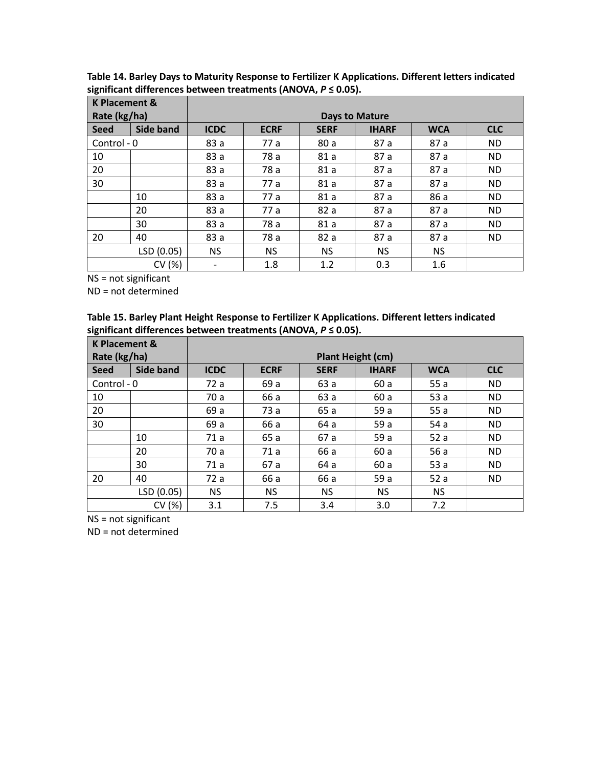**Table 14. Barley Days to Maturity Response to Fertilizer K Applications. Different letters indicated significant differences between treatments (ANOVA, $P \leq 0.05$).**

| K Placement & Rate (kg/ha) | | Days to Mature | | | | | |
|---|---|---|---|---|---|---|---|
| Seed | Side band | ICDC | ECRF | SERF | IHARF | WCA | CLC |
| Control - 0 | | 83 a | 77 a | 80 a | 87 a | 87 a | ND |
| 10 | | 83 a | 78 a | 81 a | 87 a | 87 a | ND |
| 20 | | 83 a | 78 a | 81 a | 87 a | 87 a | ND |
| 30 | | 83 a | 77 a | 81 a | 87 a | 87 a | ND |
| | 10 | 83 a | 77 a | 81 a | 87 a | 86 a | ND |
| | 20 | 83 a | 77 a | 82 a | 87 a | 87 a | ND |
| | 30 | 83 a | 78 a | 81 a | 87 a | 87 a | ND |
| 20 | 40 | 83 a | 78 a | 82 a | 87 a | 87 a | ND |
| | LSD (0.05) | NS | NS | NS | NS | NS | |
| | CV (%) | - | 1.8 | 1.2 | 0.3 | 1.6 | |

NS = not significant
ND = not determined

**Table 15. Barley Plant Height Response to Fertilizer K Applications. Different letters indicated significant differences between treatments (ANOVA, $P \leq 0.05$).**

| K Placement & Rate (kg/ha) | | Plant Height (cm) | | | | | |
|---|---|---|---|---|---|---|---|
| Seed | Side band | ICDC | ECRF | SERF | IHARF | WCA | CLC |
| Control - 0 | | 72 a | 69 a | 63 a | 60 a | 55 a | ND |
| 10 | | 70 a | 66 a | 63 a | 60 a | 53 a | ND |
| 20 | | 69 a | 73 a | 65 a | 59 a | 55 a | ND |
| 30 | | 69 a | 66 a | 64 a | 59 a | 54 a | ND |
| | 10 | 71 a | 65 a | 67 a | 59 a | 52 a | ND |
| | 20 | 70 a | 71 a | 66 a | 60 a | 56 a | ND |
| | 30 | 71 a | 67 a | 64 a | 60 a | 53 a | ND |
| 20 | 40 | 72 a | 66 a | 66 a | 59 a | 52 a | ND |
| | LSD (0.05) | NS | NS | NS | NS | NS | |
| | CV (%) | 3.1 | 7.5 | 3.4 | 3.0 | 7.2 | |

NS = not significant
ND = not determined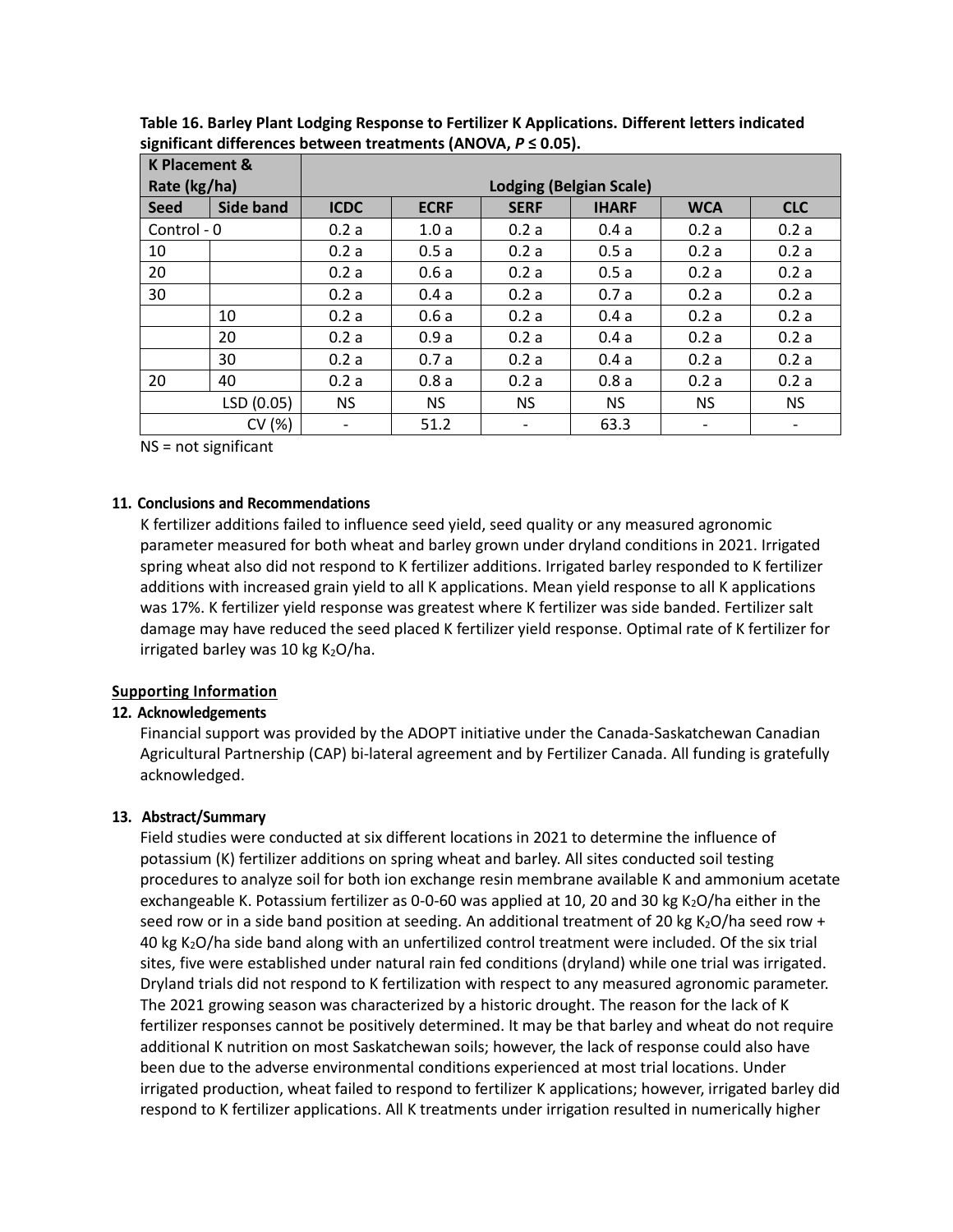**Table 16. Barley Plant Lodging Response to Fertilizer K Applications. Different letters indicated significant differences between treatments (ANOVA, $P \leq 0.05$).**

| K Placement & Rate (kg/ha) | | Lodging (Belgian Scale) | | | | | |
|---|---|---|---|---|---|---|---|
| Seed | Side band | ICDC | ECRF | SERF | IHARF | WCA | CLC |
| Control - 0 | | 0.2 a | 1.0 a | 0.2 a | 0.4 a | 0.2 a | 0.2 a |
| 10 | | 0.2 a | 0.5 a | 0.2 a | 0.5 a | 0.2 a | 0.2 a |
| 20 | | 0.2 a | 0.6 a | 0.2 a | 0.5 a | 0.2 a | 0.2 a |
| 30 | | 0.2 a | 0.4 a | 0.2 a | 0.7 a | 0.2 a | 0.2 a |
| | 10 | 0.2 a | 0.6 a | 0.2 a | 0.4 a | 0.2 a | 0.2 a |
| | 20 | 0.2 a | 0.9 a | 0.2 a | 0.4 a | 0.2 a | 0.2 a |
| | 30 | 0.2 a | 0.7 a | 0.2 a | 0.4 a | 0.2 a | 0.2 a |
| 20 | 40 | 0.2 a | 0.8 a | 0.2 a | 0.8 a | 0.2 a | 0.2 a |
| | LSD (0.05) | NS | NS | NS | NS | NS | NS |
| | CV (%) | - | 51.2 | - | 63.3 | - | - |

NS = not significant

### 11. Conclusions and Recommendations

K fertilizer additions failed to influence seed yield, seed quality or any measured agronomic parameter measured for both wheat and barley grown under dryland conditions in 2021. Irrigated spring wheat also did not respond to K fertilizer additions. Irrigated barley responded to K fertilizer additions with increased grain yield to all K applications. Mean yield response to all K applications was 17%. K fertilizer yield response was greatest where K fertilizer was side banded. Fertilizer salt damage may have reduced the seed placed K fertilizer yield response. Optimal rate of K fertilizer for irrigated barley was 10 kg $K_2O$/ha.

## Supporting Information

### 12. Acknowledgements

Financial support was provided by the ADOPT initiative under the Canada-Saskatchewan Canadian Agricultural Partnership (CAP) bi-lateral agreement and by Fertilizer Canada. All funding is gratefully acknowledged.

### 13. Abstract/Summary

Field studies were conducted at six different locations in 2021 to determine the influence of potassium (K) fertilizer additions on spring wheat and barley. All sites conducted soil testing procedures to analyze soil for both ion exchange resin membrane available K and ammonium acetate exchangeable K. Potassium fertilizer as 0-0-60 was applied at 10, 20 and 30 kg $K_2O$/ha either in the seed row or in a side band position at seeding. An additional treatment of 20 kg $K_2O$/ha seed row + 40 kg $K_2O$/ha side band along with an unfertilized control treatment were included. Of the six trial sites, five were established under natural rain fed conditions (dryland) while one trial was irrigated. Dryland trials did not respond to K fertilization with respect to any measured agronomic parameter. The 2021 growing season was characterized by a historic drought. The reason for the lack of K fertilizer responses cannot be positively determined. It may be that barley and wheat do not require additional K nutrition on most Saskatchewan soils; however, the lack of response could also have been due to the adverse environmental conditions experienced at most trial locations. Under irrigated production, wheat failed to respond to fertilizer K applications; however, irrigated barley did respond to K fertilizer applications. All K treatments under irrigation resulted in numerically higher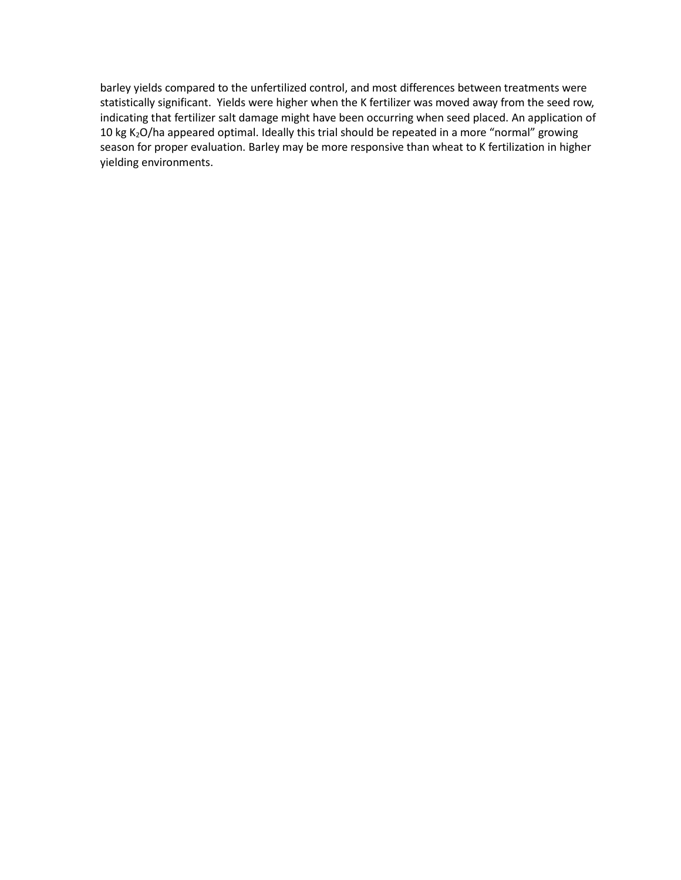barley yields compared to the unfertilized control, and most differences between treatments were statistically significant. Yields were higher when the K fertilizer was moved away from the seed row, indicating that fertilizer salt damage might have been occurring when seed placed. An application of 10 kg $K_2O$/ha appeared optimal. Ideally this trial should be repeated in a more "normal" growing season for proper evaluation. Barley may be more responsive than wheat to K fertilization in higher yielding environments.